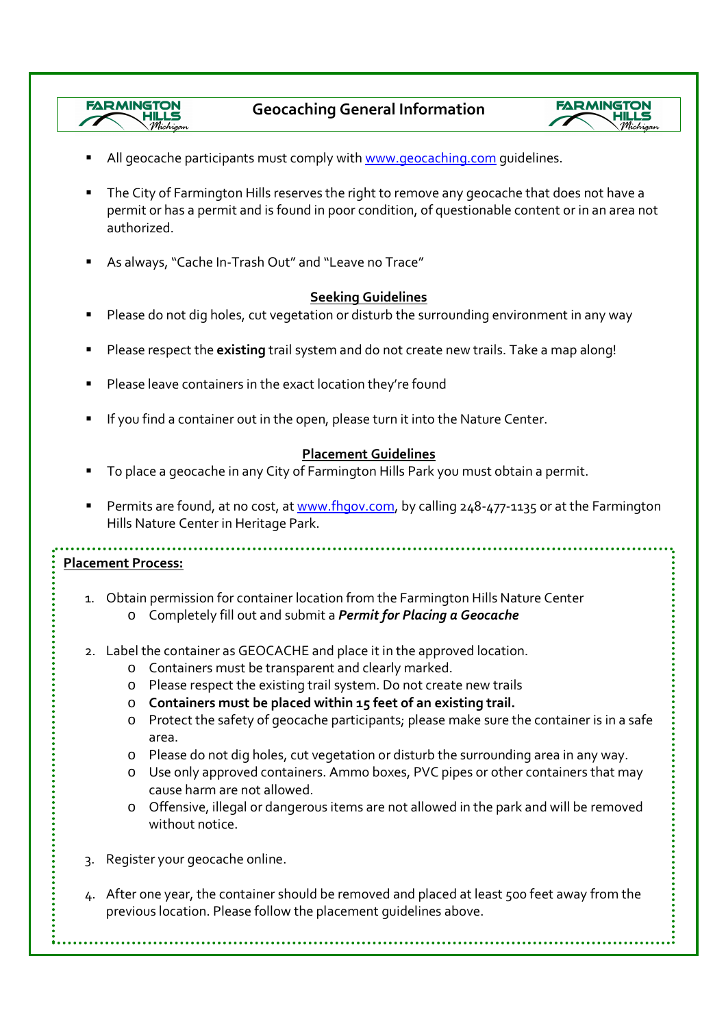# Geocaching General Information

- All geocache participants must comply with www.geocaching.com guidelines.
- The City of Farmington Hills reserves the right to remove any geocache that does not have a permit or has a permit and is found in poor condition, of questionable content or in an area not authorized.
- As always, "Cache In-Trash Out" and "Leave no Trace"

## Seeking Guidelines

- Please do not dig holes, cut vegetation or disturb the surrounding environment in any way
- Please respect the **existing** trail system and do not create new trails. Take a map along!
- Please leave containers in the exact location they're found
- If you find a container out in the open, please turn it into the Nature Center.

## Placement Guidelines

- To place a geocache in any City of Farmington Hills Park you must obtain a permit.
- Permits are found, at no cost, at www.fhgov.com, by calling 248-477-1135 or at the Farmington Hills Nature Center in Heritage Park.

## Placement Process:

1. Obtain permission for container location from the Farmington Hills Nature Center
   - Completely fill out and submit a ***Permit for Placing a Geocache***
2. Label the container as GEOCACHE and place it in the approved location.
   - Containers must be transparent and clearly marked.
   - Please respect the existing trail system. Do not create new trails
   - **Containers must be placed within 15 feet of an existing trail.**
   - Protect the safety of geocache participants; please make sure the container is in a safe area.
   - Please do not dig holes, cut vegetation or disturb the surrounding area in any way.
   - Use only approved containers. Ammo boxes, PVC pipes or other containers that may cause harm are not allowed.
   - Offensive, illegal or dangerous items are not allowed in the park and will be removed without notice.
3. Register your geocache online.
4. After one year, the container should be removed and placed at least 500 feet away from the previous location. Please follow the placement guidelines above.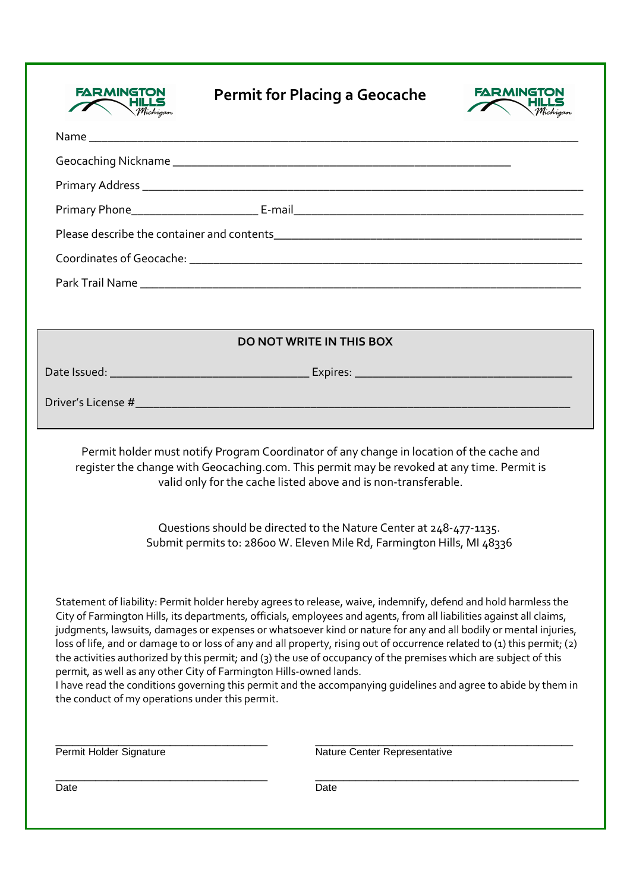# Permit for Placing a Geocache

Name ______________________________________________________________________________

Geocaching Nickname ________________________________________________________

Primary Address ______________________________________________________________________

Primary Phone____________________ E-mail______________________________________________

Please describe the container and contents_______________________________________________

Coordinates of Geocache: ______________________________________________________________

Park Trail Name _____________________________________________________________________

**DO NOT WRITE IN THIS BOX**

Date Issued: ______________________________ Expires: ________________________________

Driver's License #____________________________________________________________________

Permit holder must notify Program Coordinator of any change in location of the cache and register the change with Geocaching.com. This permit may be revoked at any time. Permit is valid only for the cache listed above and is non-transferable.

Questions should be directed to the Nature Center at 248-477-1135.
Submit permits to: 28600 W. Eleven Mile Rd, Farmington Hills, MI 48336

Statement of liability: Permit holder hereby agrees to release, waive, indemnify, defend and hold harmless the City of Farmington Hills, its departments, officials, employees and agents, from all liabilities against all claims, judgments, lawsuits, damages or expenses or whatsoever kind or nature for any and all bodily or mental injuries, loss of life, and or damage to or loss of any and all property, rising out of occurrence related to (1) this permit; (2) the activities authorized by this permit; and (3) the use of occupancy of the premises which are subject of this permit, as well as any other City of Farmington Hills-owned lands.
I have read the conditions governing this permit and the accompanying guidelines and agree to abide by them in the conduct of my operations under this permit.

___________________________________ ___________________________________________
Permit Holder Signature Nature Center Representative

___________________________________ ___________________________________________
Date Date